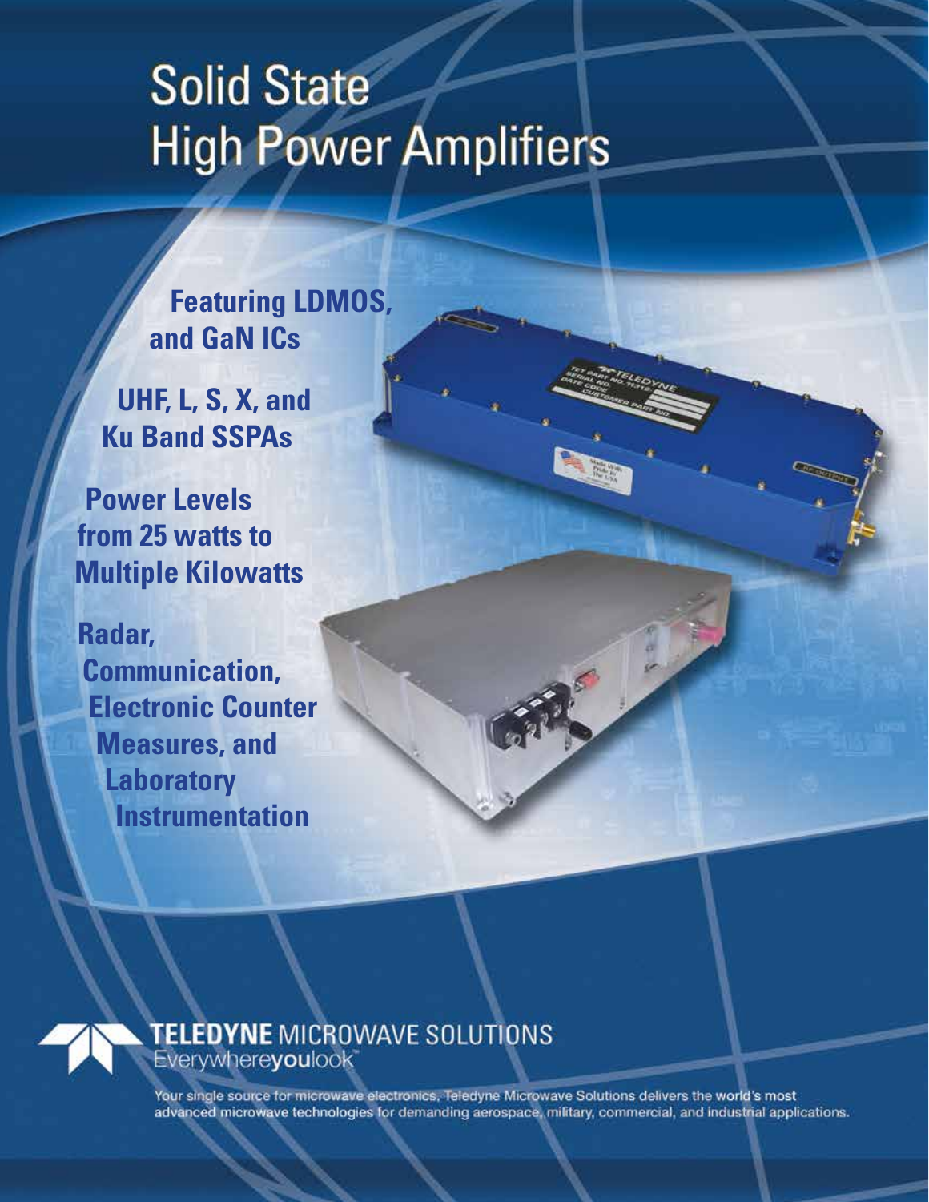# Solid State High Power Amplifiers

**Featuring LDMOS, and GaN ICs**

**UHF, L, S, X, and Ku Band SSPAs**

**Power Levels from 25 watts to Multiple Kilowatts**

**Radar, Communication, Electronic Counter Measures, and Laboratory Instrumentation**

**TELEDYNE** MICROWAVE SOLUTIONS
Everywhere**you**look™

Your single source for microwave electronics, Teledyne Microwave Solutions delivers the world's most advanced microwave technologies for demanding aerospace, military, commercial, and industrial applications.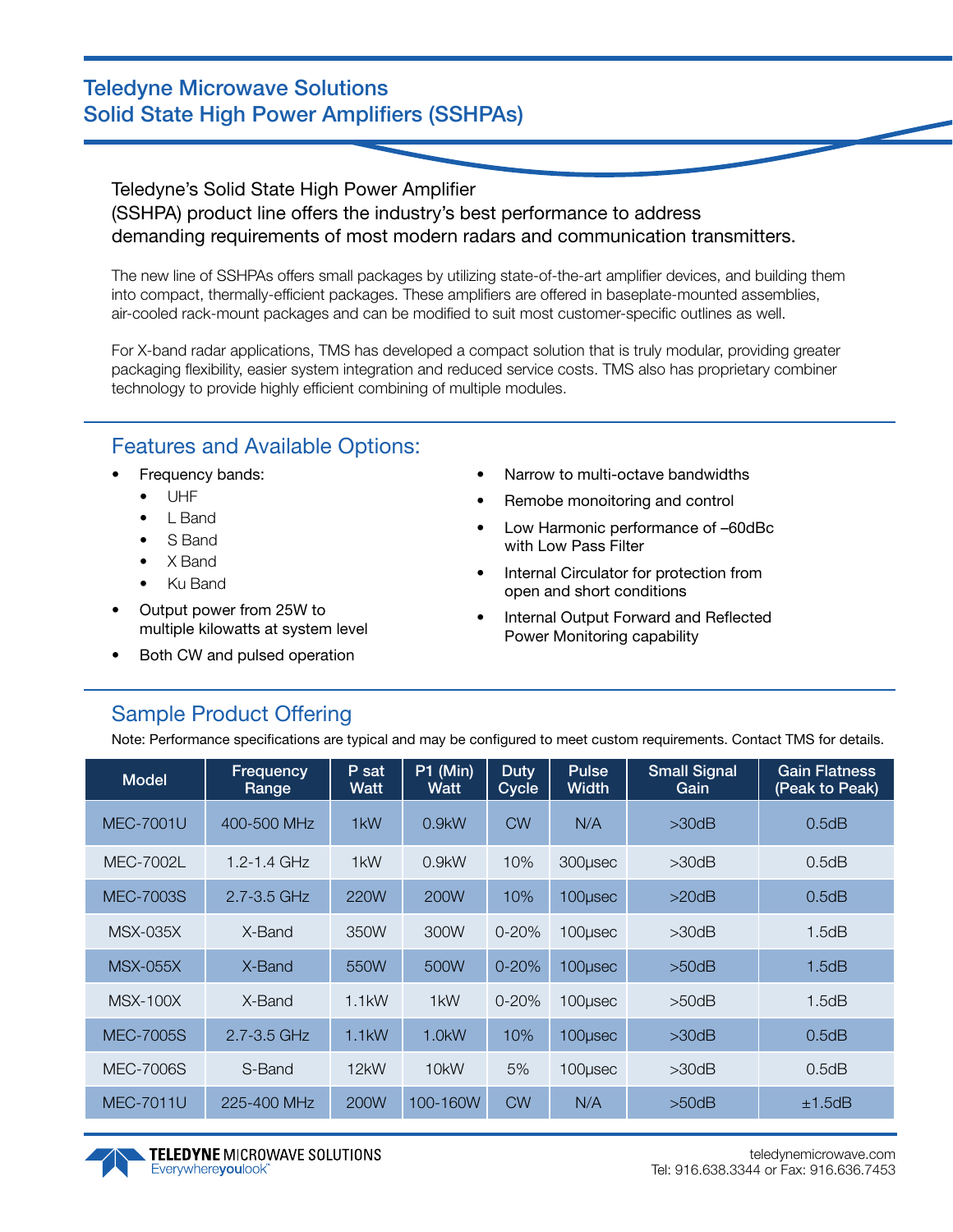# Teledyne Microwave Solutions
# Solid State High Power Amplifiers (SSHPAs)

## Teledyne's Solid State High Power Amplifier (SSHPA) product line offers the industry's best performance to address demanding requirements of most modern radars and communication transmitters.

The new line of SSHPAs offers small packages by utilizing state-of-the-art amplifier devices, and building them into compact, thermally-efficient packages. These amplifiers are offered in baseplate-mounted assemblies, air-cooled rack-mount packages and can be modified to suit most customer-specific outlines as well.

For X-band radar applications, TMS has developed a compact solution that is truly modular, providing greater packaging flexibility, easier system integration and reduced service costs. TMS also has proprietary combiner technology to provide highly efficient combining of multiple modules.

## Features and Available Options:

- Frequency bands:
  - UHF
  - L Band
  - S Band
  - X Band
  - Ku Band
- Output power from 25W to multiple kilowatts at system level
- Both CW and pulsed operation
- Narrow to multi-octave bandwidths
- Remobe monoitoring and control
- Low Harmonic performance of –60dBc with Low Pass Filter
- Internal Circulator for protection from open and short conditions
- Internal Output Forward and Reflected Power Monitoring capability

## Sample Product Offering

Note: Performance specifications are typical and may be configured to meet custom requirements. Contact TMS for details.

| Model | Frequency Range | P sat Watt | P1 (Min) Watt | Duty Cycle | Pulse Width | Small Signal Gain | Gain Flatness (Peak to Peak) |
|---|---|---|---|---|---|---|---|
| MEC-7001U | 400-500 MHz | 1kW | 0.9kW | CW | N/A | >30dB | 0.5dB |
| MEC-7002L | 1.2-1.4 GHz | 1kW | 0.9kW | 10% | 300µsec | >30dB | 0.5dB |
| MEC-7003S | 2.7-3.5 GHz | 220W | 200W | 10% | 100µsec | >20dB | 0.5dB |
| MSX-035X | X-Band | 350W | 300W | 0-20% | 100µsec | >30dB | 1.5dB |
| MSX-055X | X-Band | 550W | 500W | 0-20% | 100µsec | >50dB | 1.5dB |
| MSX-100X | X-Band | 1.1kW | 1kW | 0-20% | 100µsec | >50dB | 1.5dB |
| MEC-7005S | 2.7-3.5 GHz | 1.1kW | 1.0kW | 10% | 100µsec | >30dB | 0.5dB |
| MEC-7006S | S-Band | 12kW | 10kW | 5% | 100µsec | >30dB | 0.5dB |
| MEC-7011U | 225-400 MHz | 200W | 100-160W | CW | N/A | >50dB | ±1.5dB |

TELEDYNE MICROWAVE SOLUTIONS
Everywhereyoulook™

teledynemicrowave.com
Tel: 916.638.3344 or Fax: 916.636.7453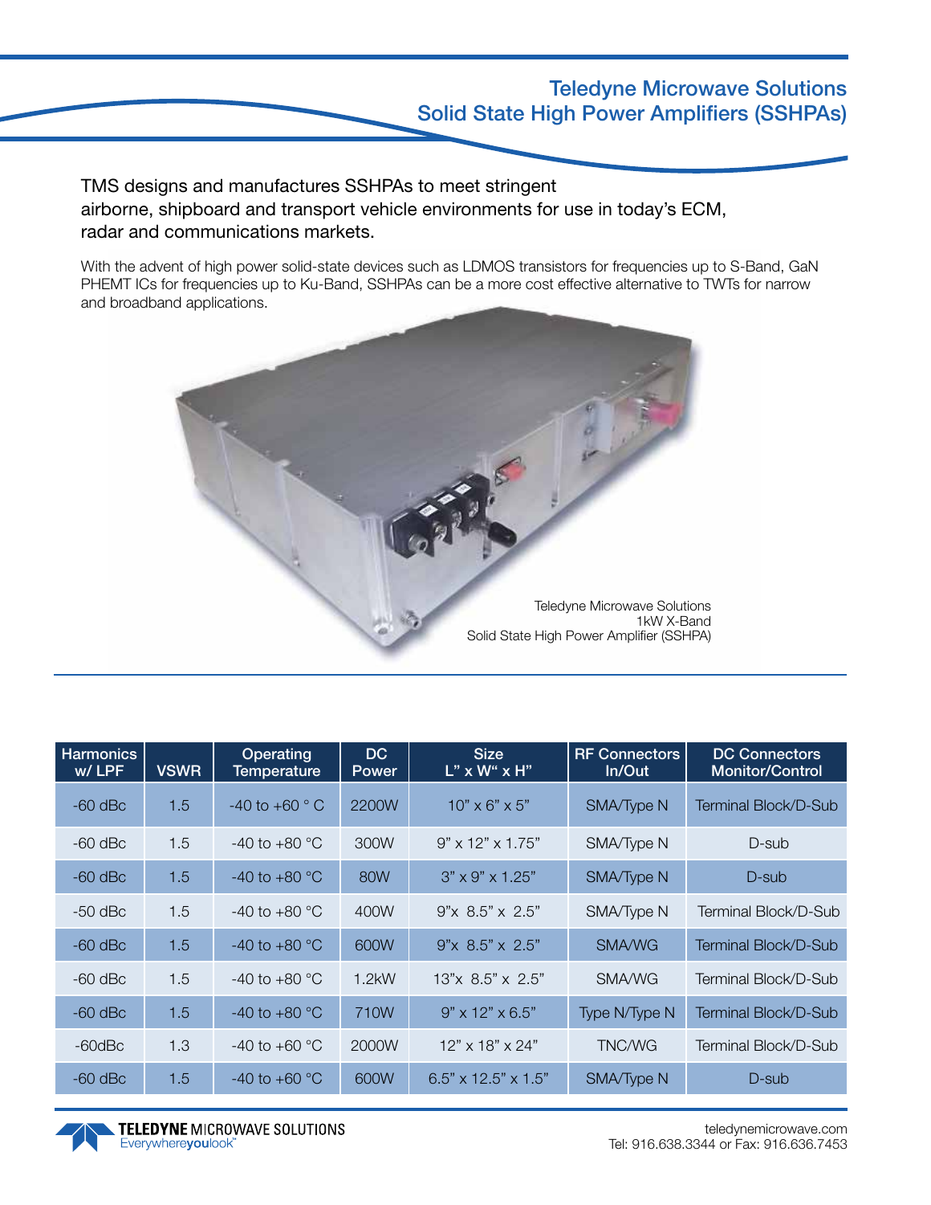# Teledyne Microwave Solutions
## Solid State High Power Amplifiers (SSHPAs)

TMS designs and manufactures SSHPAs to meet stringent airborne, shipboard and transport vehicle environments for use in today's ECM, radar and communications markets.

With the advent of high power solid-state devices such as LDMOS transistors for frequencies up to S-Band, GaN PHEMT ICs for frequencies up to Ku-Band, SSHPAs can be a more cost effective alternative to TWTs for narrow and broadband applications.

Teledyne Microwave Solutions
1kW X-Band
Solid State High Power Amplifier (SSHPA)

| Harmonics w/ LPF | VSWR | Operating Temperature | DC Power | Size L" x W" x H" | RF Connectors In/Out | DC Connectors Monitor/Control |
|---|---|---|---|---|---|---|
| -60 dBc | 1.5 | -40 to +60 ° C | 2200W | 10" x 6" x 5" | SMA/Type N | Terminal Block/D-Sub |
| -60 dBc | 1.5 | -40 to +80 °C | 300W | 9" x 12" x 1.75" | SMA/Type N | D-sub |
| -60 dBc | 1.5 | -40 to +80 °C | 80W | 3" x 9" x 1.25" | SMA/Type N | D-sub |
| -50 dBc | 1.5 | -40 to +80 °C | 400W | 9"x 8.5" x 2.5" | SMA/Type N | Terminal Block/D-Sub |
| -60 dBc | 1.5 | -40 to +80 °C | 600W | 9"x 8.5" x 2.5" | SMA/WG | Terminal Block/D-Sub |
| -60 dBc | 1.5 | -40 to +80 °C | 1.2kW | 13"x 8.5" x 2.5" | SMA/WG | Terminal Block/D-Sub |
| -60 dBc | 1.5 | -40 to +80 °C | 710W | 9" x 12" x 6.5" | Type N/Type N | Terminal Block/D-Sub |
| -60dBc | 1.3 | -40 to +60 °C | 2000W | 12" x 18" x 24" | TNC/WG | Terminal Block/D-Sub |
| -60 dBc | 1.5 | -40 to +60 °C | 600W | 6.5" x 12.5" x 1.5" | SMA/Type N | D-sub |

TELEDYNE MICROWAVE SOLUTIONS
Everywhereyoulook™

teledynemicrowave.com
Tel: 916.638.3344 or Fax: 916.636.7453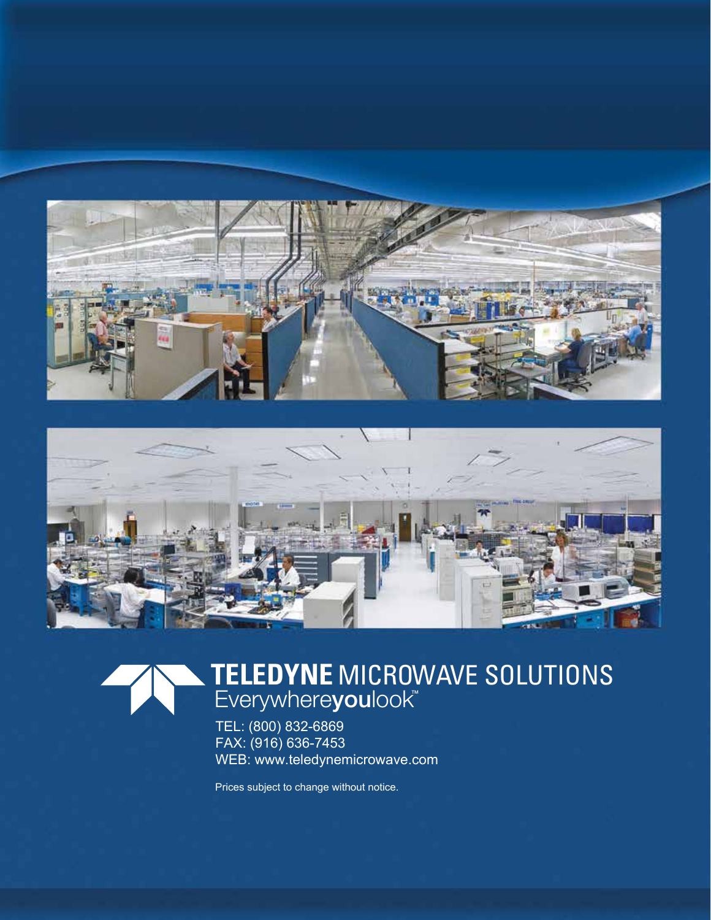**TELEDYNE** MICROWAVE SOLUTIONS

Everywhere**you**look™

TEL: (800) 832-6869
FAX: (916) 636-7453
WEB: www.teledynemicrowave.com

Prices subject to change without notice.